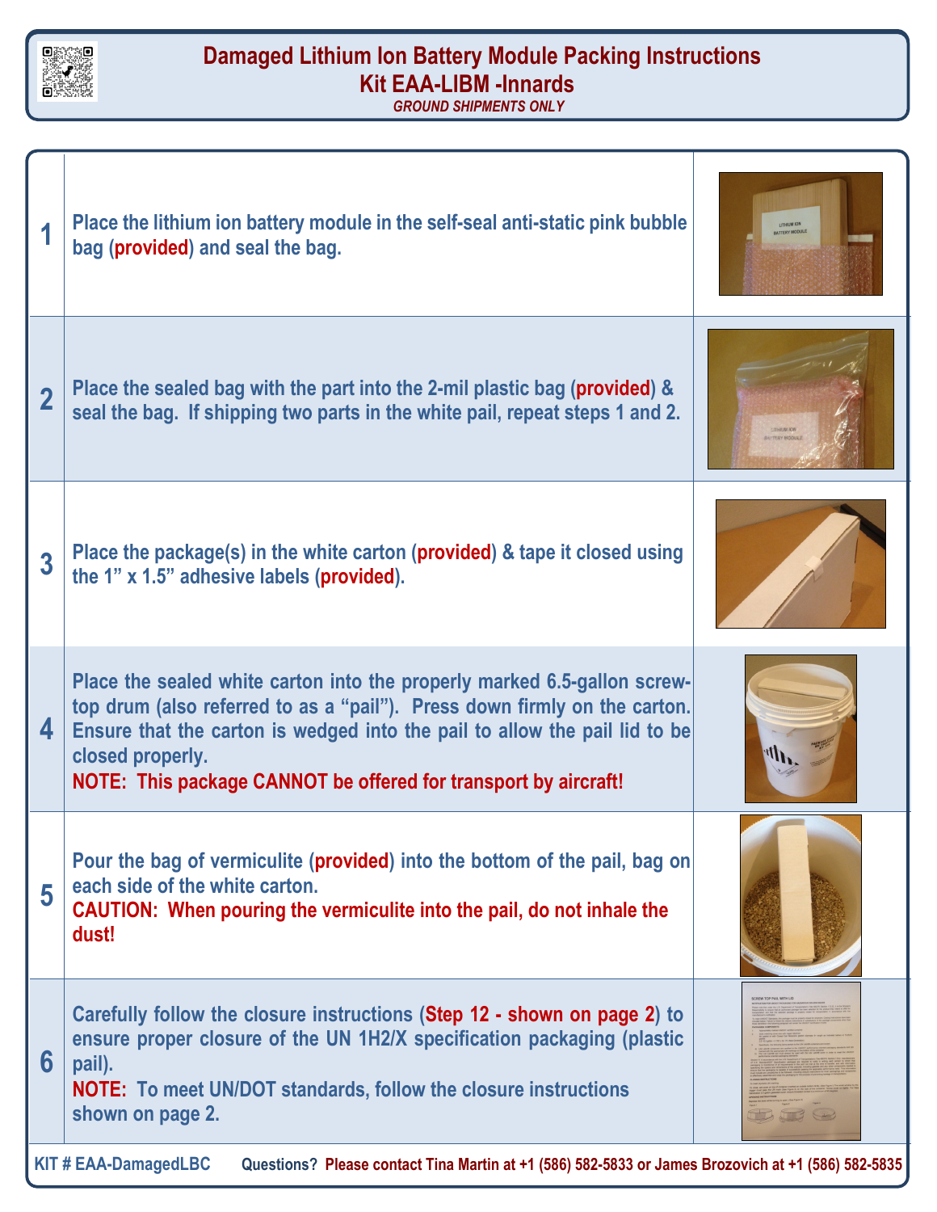# Damaged Lithium Ion Battery Module Packing Instructions
## Kit EAA-LIBM -Innards

***GROUND SHIPMENTS ONLY***

| Step | Instructions |
|---|---|
| **1** | **Place the lithium ion battery module in the self-seal anti-static pink bubble bag (provided) and seal the bag.** |
| **2** | **Place the sealed bag with the part into the 2-mil plastic bag (provided) & seal the bag. If shipping two parts in the white pail, repeat steps 1 and 2.** |
| **3** | **Place the package(s) in the white carton (provided) & tape it closed using the 1” x 1.5” adhesive labels (provided).** |
| **4** | **Place the sealed white carton into the properly marked 6.5-gallon screw-top drum (also referred to as a “pail”). Press down firmly on the carton. Ensure that the carton is wedged into the pail to allow the pail lid to be closed properly.** <br> **NOTE: This package CANNOT be offered for transport by aircraft!** |
| **5** | **Pour the bag of vermiculite (provided) into the bottom of the pail, bag on each side of the white carton.** <br> **CAUTION: When pouring the vermiculite into the pail, do not inhale the dust!** |
| **6** | **Carefully follow the closure instructions (Step 12 - shown on page 2) to ensure proper closure of the UN 1H2/X specification packaging (plastic pail).** <br> **NOTE: To meet UN/DOT standards, follow the closure instructions shown on page 2.** |

**KIT # EAA-DamagedLBC** **Questions? Please contact Tina Martin at +1 (586) 582-5833 or James Brozovich at +1 (586) 582-5835**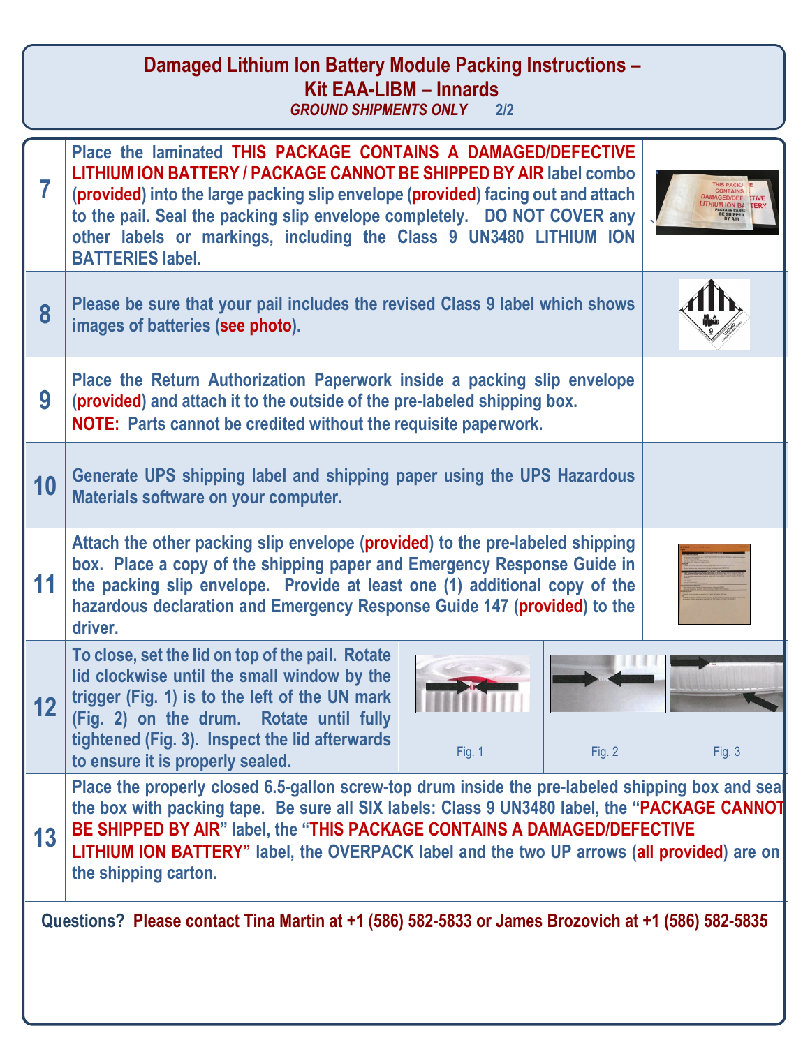# Damaged Lithium Ion Battery Module Packing Instructions – Kit EAA-LIBM – Innards

***GROUND SHIPMENTS ONLY***

| | |
|---|---|
| **7** | **Place the laminated THIS PACKAGE CONTAINS A DAMAGED/DEFECTIVE LITHIUM ION BATTERY / PACKAGE CANNOT BE SHIPPED BY AIR label combo (provided) into the large packing slip envelope (provided) facing out and attach to the pail. Seal the packing slip envelope completely. DO NOT COVER any other labels or markings, including the Class 9 UN3480 LITHIUM ION BATTERIES label.** |
| **8** | **Please be sure that your pail includes the revised Class 9 label which shows images of batteries (see photo).** |
| **9** | **Place the Return Authorization Paperwork inside a packing slip envelope (provided) and attach it to the outside of the pre-labeled shipping box.** **NOTE: Parts cannot be credited without the requisite paperwork.** |
| **10** | **Generate UPS shipping label and shipping paper using the UPS Hazardous Materials software on your computer.** |
| **11** | **Attach the other packing slip envelope (provided) to the pre-labeled shipping box. Place a copy of the shipping paper and Emergency Response Guide in the packing slip envelope. Provide at least one (1) additional copy of the hazardous declaration and Emergency Response Guide 147 (provided) to the driver.** |
| **12** | **To close, set the lid on top of the pail. Rotate lid clockwise until the small window by the trigger (Fig. 1) is to the left of the UN mark (Fig. 2) on the drum. Rotate until fully tightened (Fig. 3). Inspect the lid afterwards to ensure it is properly sealed.** Fig. 1 Fig. 2 Fig. 3 |
| **13** | **Place the properly closed 6.5-gallon screw-top drum inside the pre-labeled shipping box and seal the box with packing tape. Be sure all SIX labels: Class 9 UN3480 label, the "PACKAGE CANNOT BE SHIPPED BY AIR" label, the "THIS PACKAGE CONTAINS A DAMAGED/DEFECTIVE LITHIUM ION BATTERY" label, the OVERPACK label and the two UP arrows (all provided) are on the shipping carton.** |

**Questions? Please contact Tina Martin at +1 (586) 582-5833 or James Brozovich at +1 (586) 582-5835**